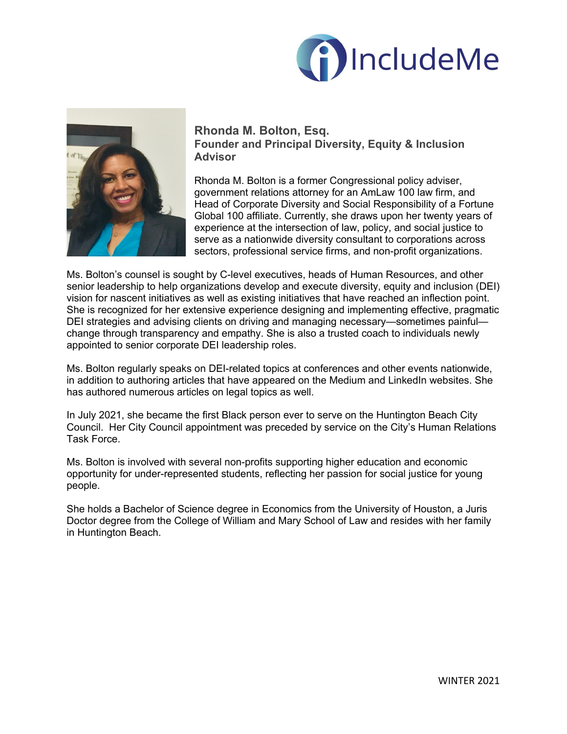IncludeMe

**Rhonda M. Bolton, Esq.**
**Founder and Principal Diversity, Equity & Inclusion Advisor**

Rhonda M. Bolton is a former Congressional policy adviser, government relations attorney for an AmLaw 100 law firm, and Head of Corporate Diversity and Social Responsibility of a Fortune Global 100 affiliate. Currently, she draws upon her twenty years of experience at the intersection of law, policy, and social justice to serve as a nationwide diversity consultant to corporations across sectors, professional service firms, and non-profit organizations.

Ms. Bolton's counsel is sought by C-level executives, heads of Human Resources, and other senior leadership to help organizations develop and execute diversity, equity and inclusion (DEI) vision for nascent initiatives as well as existing initiatives that have reached an inflection point. She is recognized for her extensive experience designing and implementing effective, pragmatic DEI strategies and advising clients on driving and managing necessary—sometimes painful—change through transparency and empathy. She is also a trusted coach to individuals newly appointed to senior corporate DEI leadership roles.

Ms. Bolton regularly speaks on DEI-related topics at conferences and other events nationwide, in addition to authoring articles that have appeared on the Medium and LinkedIn websites. She has authored numerous articles on legal topics as well.

In July 2021, she became the first Black person ever to serve on the Huntington Beach City Council. Her City Council appointment was preceded by service on the City's Human Relations Task Force.

Ms. Bolton is involved with several non-profits supporting higher education and economic opportunity for under-represented students, reflecting her passion for social justice for young people.

She holds a Bachelor of Science degree in Economics from the University of Houston, a Juris Doctor degree from the College of William and Mary School of Law and resides with her family in Huntington Beach.

WINTER 2021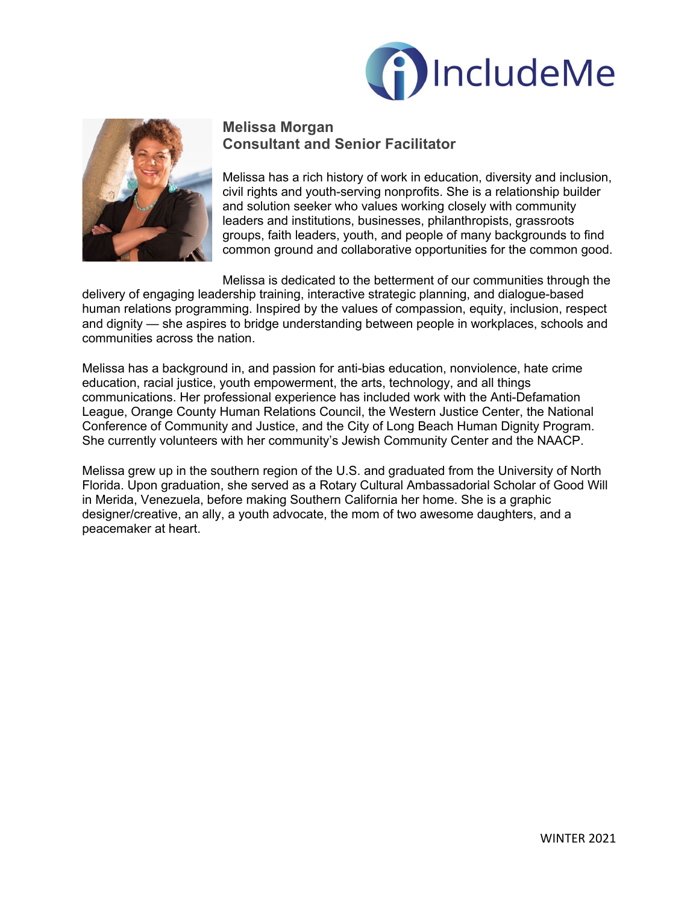IncludeMe

## Melissa Morgan
## Consultant and Senior Facilitator

Melissa has a rich history of work in education, diversity and inclusion, civil rights and youth-serving nonprofits. She is a relationship builder and solution seeker who values working closely with community leaders and institutions, businesses, philanthropists, grassroots groups, faith leaders, youth, and people of many backgrounds to find common ground and collaborative opportunities for the common good.

Melissa is dedicated to the betterment of our communities through the delivery of engaging leadership training, interactive strategic planning, and dialogue-based human relations programming. Inspired by the values of compassion, equity, inclusion, respect and dignity — she aspires to bridge understanding between people in workplaces, schools and communities across the nation.

Melissa has a background in, and passion for anti-bias education, nonviolence, hate crime education, racial justice, youth empowerment, the arts, technology, and all things communications. Her professional experience has included work with the Anti-Defamation League, Orange County Human Relations Council, the Western Justice Center, the National Conference of Community and Justice, and the City of Long Beach Human Dignity Program. She currently volunteers with her community's Jewish Community Center and the NAACP.

Melissa grew up in the southern region of the U.S. and graduated from the University of North Florida. Upon graduation, she served as a Rotary Cultural Ambassadorial Scholar of Good Will in Merida, Venezuela, before making Southern California her home. She is a graphic designer/creative, an ally, a youth advocate, the mom of two awesome daughters, and a peacemaker at heart.

WINTER 2021